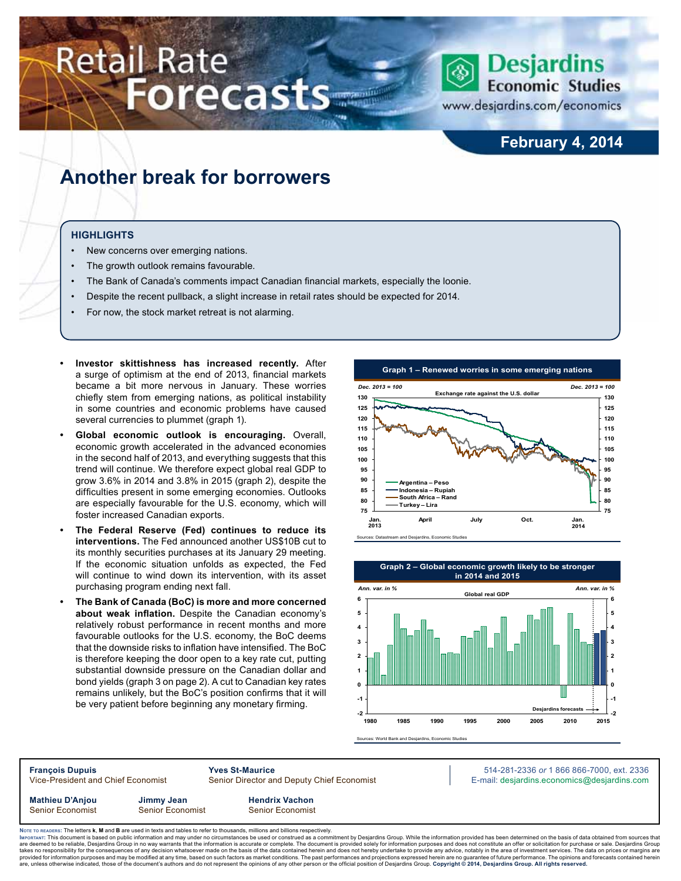# Retail Rate Forecasts

**February 4, 2014**

# Another break for borrowers

### HIGHLIGHTS

- New concerns over emerging nations.
- The growth outlook remains favourable.
- The Bank of Canada's comments impact Canadian financial markets, especially the loonie.
- Despite the recent pullback, a slight increase in retail rates should be expected for 2014.
- For now, the stock market retreat is not alarming.

- **Investor skittishness has increased recently.** After a surge of optimism at the end of 2013, financial markets became a bit more nervous in January. These worries chiefly stem from emerging nations, as political instability in some countries and economic problems have caused several currencies to plummet (graph 1).
- **Global economic outlook is encouraging.** Overall, economic growth accelerated in the advanced economies in the second half of 2013, and everything suggests that this trend will continue. We therefore expect global real GDP to grow 3.6% in 2014 and 3.8% in 2015 (graph 2), despite the difficulties present in some emerging economies. Outlooks are especially favourable for the U.S. economy, which will foster increased Canadian exports.
- **The Federal Reserve (Fed) continues to reduce its interventions.** The Fed announced another US$10B cut to its monthly securities purchases at its January 29 meeting. If the economic situation unfolds as expected, the Fed will continue to wind down its intervention, with its asset purchasing program ending next fall.
- **The Bank of Canada (BoC) is more and more concerned about weak inflation.** Despite the Canadian economy's relatively robust performance in recent months and more favourable outlooks for the U.S. economy, the BoC deems that the downside risks to inflation have intensified. The BoC is therefore keeping the door open to a key rate cut, putting substantial downside pressure on the Canadian dollar and bond yields (graph 3 on page 2). A cut to Canadian key rates remains unlikely, but the BoC's position confirms that it will be very patient before beginning any monetary firming.

**Graph 1 – Renewed worries in some emerging nations**

Exchange rate against the U.S. dollar (Dec. 2013 = 100): Argentina – Peso; Indonesia – Rupiah; South Africa – Rand; Turkey – Lira

Sources: Datastream and Desjardins, Economic Studies

**Graph 2 – Global economic growth likely to be stronger in 2014 and 2015**

Global real GDP (Ann. var. in %); Desjardins forecasts

Sources: World Bank and Desjardins, Economic Studies

**François Dupuis** — Vice-President and Chief Economist
**Yves St-Maurice** — Senior Director and Deputy Chief Economist
514-281-2336 *or* 1 866 866-7000, ext. 2336
E-mail: desjardins.economics@desjardins.com

**Mathieu D'Anjou** — Senior Economist
**Jimmy Jean** — Senior Economist
**Hendrix Vachon** — Senior Economist

NOTE TO READERS: The letters **k**, **M** and **B** are used in texts and tables to refer to thousands, millions and billions respectively.
IMPORTANT: This document is based on public information and may under no circumstances be used or construed as a commitment by Desjardins Group. While the information provided has been determined on the basis of data obtained from sources that are deemed to be reliable, Desjardins Group in no way warrants that the information is accurate or complete. The document is provided solely for information purposes and does not constitute an offer or solicitation for purchase or sale. Desjardins Group takes no responsibility for the consequences of any decision whatsoever made on the basis of the data contained herein and does not hereby undertake to provide any advice, notably in the area of investment services. The data on prices or margins are provided for information purposes and may be modified at any time, based on such factors as market conditions. The past performances and projections expressed herein are no guarantee of future performance. The opinions and forecasts contained herein are, unless otherwise indicated, those of the document's authors and do not represent the opinions of any other person or the official position of Desjardins Group. **Copyright © 2014, Desjardins Group. All rights reserved.**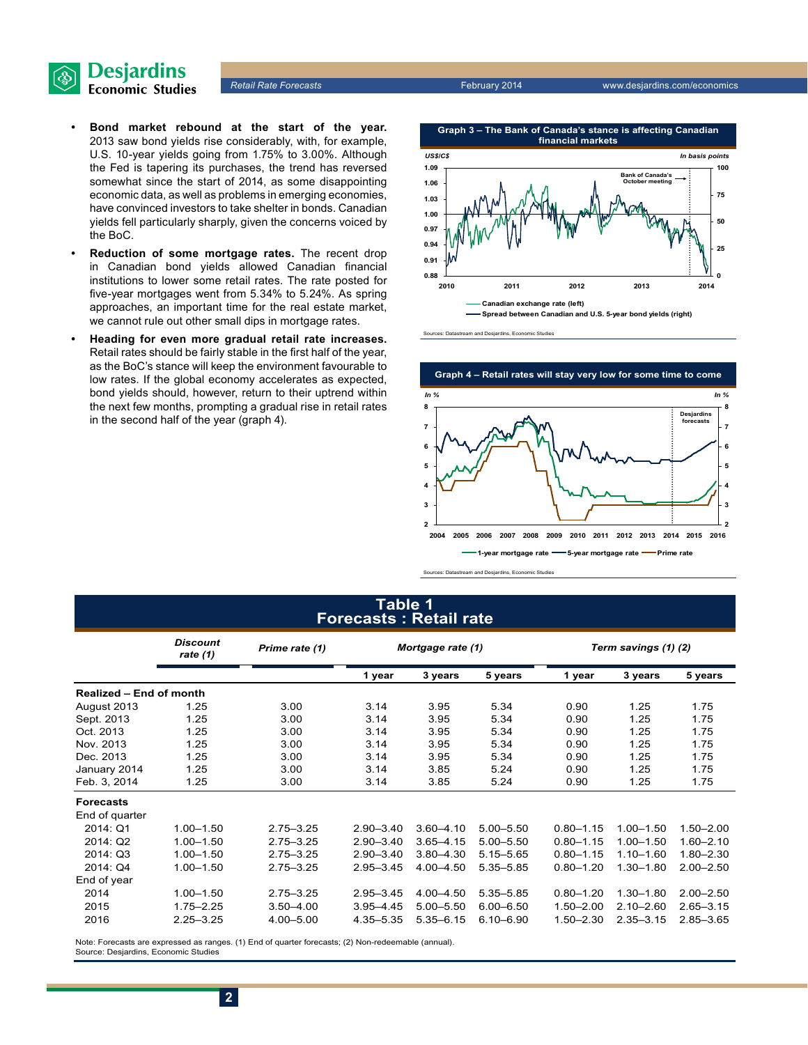- **Bond market rebound at the start of the year.** 2013 saw bond yields rise considerably, with, for example, U.S. 10-year yields going from 1.75% to 3.00%. Although the Fed is tapering its purchases, the trend has reversed somewhat since the start of 2014, as some disappointing economic data, as well as problems in emerging economies, have convinced investors to take shelter in bonds. Canadian yields fell particularly sharply, given the concerns voiced by the BoC.
- **Reduction of some mortgage rates.** The recent drop in Canadian bond yields allowed Canadian financial institutions to lower some retail rates. The rate posted for five-year mortgages went from 5.34% to 5.24%. As spring approaches, an important time for the real estate market, we cannot rule out other small dips in mortgage rates.
- **Heading for even more gradual retail rate increases.** Retail rates should be fairly stable in the first half of the year, as the BoC's stance will keep the environment favourable to low rates. If the global economy accelerates as expected, bond yields should, however, return to their uptrend within the next few months, prompting a gradual rise in retail rates in the second half of the year (graph 4).

**Graph 3 – The Bank of Canada's stance is affecting Canadian financial markets**

Sources: Datastream and Desjardins, Economic Studies

**Graph 4 – Retail rates will stay very low for some time to come**

Sources: Datastream and Desjardins, Economic Studies

## Table 1
## Forecasts : Retail rate

| | Discount rate (1) | Prime rate (1) | Mortgage rate (1) | | | Term savings (1) (2) | | |
|---|---|---|---|---|---|---|---|---|
| | | | 1 year | 3 years | 5 years | 1 year | 3 years | 5 years |
| **Realized – End of month** | | | | | | | | |
| August 2013 | 1.25 | 3.00 | 3.14 | 3.95 | 5.34 | 0.90 | 1.25 | 1.75 |
| Sept. 2013 | 1.25 | 3.00 | 3.14 | 3.95 | 5.34 | 0.90 | 1.25 | 1.75 |
| Oct. 2013 | 1.25 | 3.00 | 3.14 | 3.95 | 5.34 | 0.90 | 1.25 | 1.75 |
| Nov. 2013 | 1.25 | 3.00 | 3.14 | 3.95 | 5.34 | 0.90 | 1.25 | 1.75 |
| Dec. 2013 | 1.25 | 3.00 | 3.14 | 3.95 | 5.34 | 0.90 | 1.25 | 1.75 |
| January 2014 | 1.25 | 3.00 | 3.14 | 3.85 | 5.24 | 0.90 | 1.25 | 1.75 |
| Feb. 3, 2014 | 1.25 | 3.00 | 3.14 | 3.85 | 5.24 | 0.90 | 1.25 | 1.75 |
| **Forecasts** | | | | | | | | |
| End of quarter | | | | | | | | |
| 2014: Q1 | 1.00–1.50 | 2.75–3.25 | 2.90–3.40 | 3.60–4.10 | 5.00–5.50 | 0.80–1.15 | 1.00–1.50 | 1.50–2.00 |
| 2014: Q2 | 1.00–1.50 | 2.75–3.25 | 2.90–3.40 | 3.65–4.15 | 5.00–5.50 | 0.80–1.15 | 1.00–1.50 | 1.60–2.10 |
| 2014: Q3 | 1.00–1.50 | 2.75–3.25 | 2.90–3.40 | 3.80–4.30 | 5.15–5.65 | 0.80–1.15 | 1.10–1.60 | 1.80–2.30 |
| 2014: Q4 | 1.00–1.50 | 2.75–3.25 | 2.95–3.45 | 4.00–4.50 | 5.35–5.85 | 0.80–1.20 | 1.30–1.80 | 2.00–2.50 |
| End of year | | | | | | | | |
| 2014 | 1.00–1.50 | 2.75–3.25 | 2.95–3.45 | 4.00–4.50 | 5.35–5.85 | 0.80–1.20 | 1.30–1.80 | 2.00–2.50 |
| 2015 | 1.75–2.25 | 3.50–4.00 | 3.95–4.45 | 5.00–5.50 | 6.00–6.50 | 1.50–2.00 | 2.10–2.60 | 2.65–3.15 |
| 2016 | 2.25–3.25 | 4.00–5.00 | 4.35–5.35 | 5.35–6.15 | 6.10–6.90 | 1.50–2.30 | 2.35–3.15 | 2.85–3.65 |

Note: Forecasts are expressed as ranges. (1) End of quarter forecasts; (2) Non-redeemable (annual).
Source: Desjardins, Economic Studies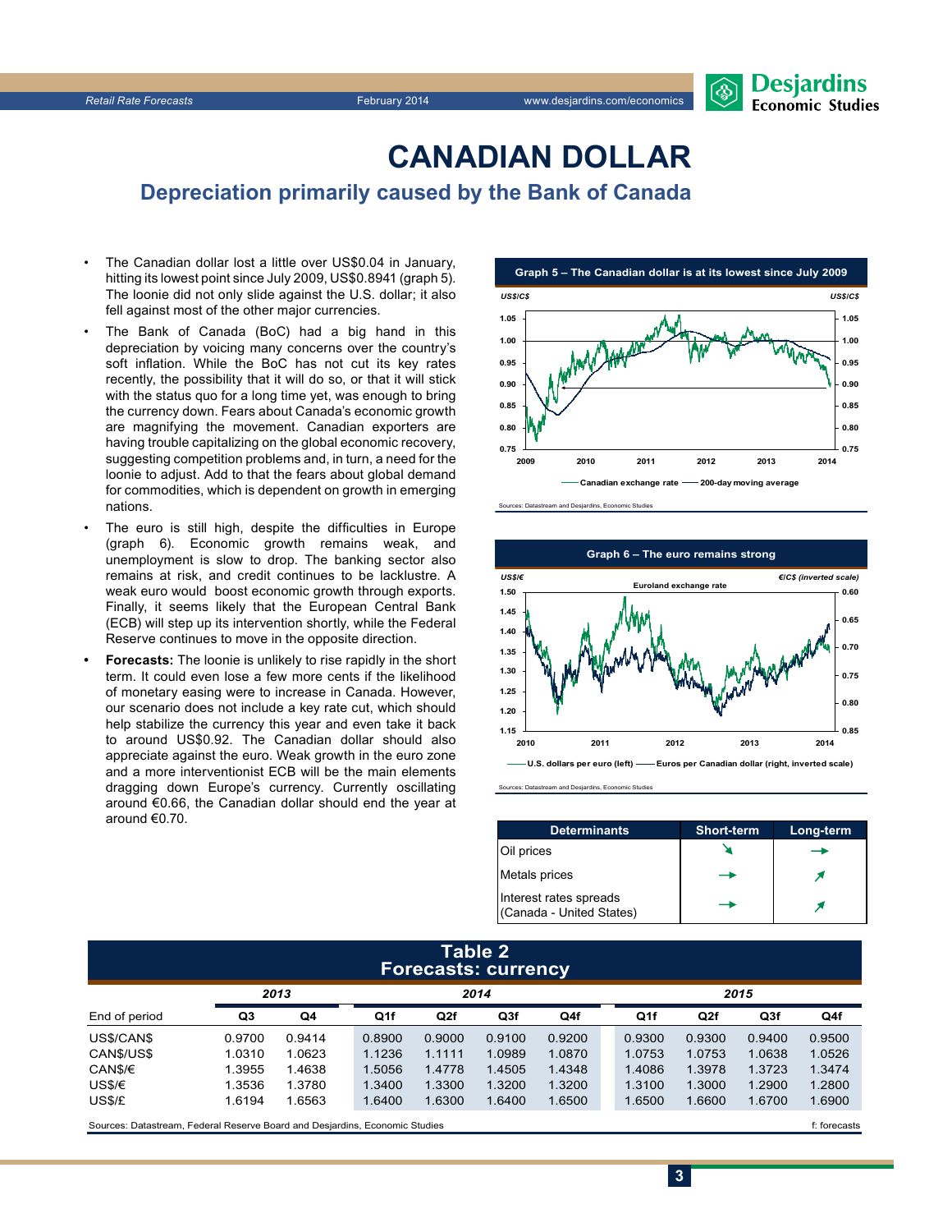# CANADIAN DOLLAR

## Depreciation primarily caused by the Bank of Canada

- The Canadian dollar lost a little over US$0.04 in January, hitting its lowest point since July 2009, US$0.8941 (graph 5). The loonie did not only slide against the U.S. dollar; it also fell against most of the other major currencies.
- The Bank of Canada (BoC) had a big hand in this depreciation by voicing many concerns over the country's soft inflation. While the BoC has not cut its key rates recently, the possibility that it will do so, or that it will stick with the status quo for a long time yet, was enough to bring the currency down. Fears about Canada's economic growth are magnifying the movement. Canadian exporters are having trouble capitalizing on the global economic recovery, suggesting competition problems and, in turn, a need for the loonie to adjust. Add to that the fears about global demand for commodities, which is dependent on growth in emerging nations.
- The euro is still high, despite the difficulties in Europe (graph 6). Economic growth remains weak, and unemployment is slow to drop. The banking sector also remains at risk, and credit continues to be lacklustre. A weak euro would boost economic growth through exports. Finally, it seems likely that the European Central Bank (ECB) will step up its intervention shortly, while the Federal Reserve continues to move in the opposite direction.
- **Forecasts:** The loonie is unlikely to rise rapidly in the short term. It could even lose a few more cents if the likelihood of monetary easing were to increase in Canada. However, our scenario does not include a key rate cut, which should help stabilize the currency this year and even take it back to around US$0.92. The Canadian dollar should also appreciate against the euro. Weak growth in the euro zone and a more interventionist ECB will be the main elements dragging down Europe's currency. Currently oscillating around €0.66, the Canadian dollar should end the year at around €0.70.

**Graph 5 – The Canadian dollar is at its lowest since July 2009**

Canadian exchange rate — 200-day moving average

Sources: Datastream and Desjardins, Economic Studies

**Graph 6 – The euro remains strong**

Euroland exchange rate — U.S. dollars per euro (left) — Euros per Canadian dollar (right, inverted scale)

Sources: Datastream and Desjardins, Economic Studies

| Determinants | Short-term | Long-term |
|---|---|---|
| Oil prices | ↘ | → |
| Metals prices | → | ↗ |
| Interest rates spreads (Canada - United States) | → | ↗ |

**Table 2**
**Forecasts: currency**

| | 2013 | | 2014 | | | | 2015 | | | |
|---|---|---|---|---|---|---|---|---|---|---|
| End of period | Q3 | Q4 | Q1f | Q2f | Q3f | Q4f | Q1f | Q2f | Q3f | Q4f |
| US$/CAN$ | 0.9700 | 0.9414 | 0.8900 | 0.9000 | 0.9100 | 0.9200 | 0.9300 | 0.9300 | 0.9400 | 0.9500 |
| CAN$/US$ | 1.0310 | 1.0623 | 1.1236 | 1.1111 | 1.0989 | 1.0870 | 1.0753 | 1.0753 | 1.0638 | 1.0526 |
| CAN$/€ | 1.3955 | 1.4638 | 1.5056 | 1.4778 | 1.4505 | 1.4348 | 1.4086 | 1.3978 | 1.3723 | 1.3474 |
| US$/€ | 1.3536 | 1.3780 | 1.3400 | 1.3300 | 1.3200 | 1.3200 | 1.3100 | 1.3000 | 1.2900 | 1.2800 |
| US$/£ | 1.6194 | 1.6563 | 1.6400 | 1.6300 | 1.6400 | 1.6500 | 1.6500 | 1.6600 | 1.6700 | 1.6900 |

Sources: Datastream, Federal Reserve Board and Desjardins, Economic Studies — f: forecasts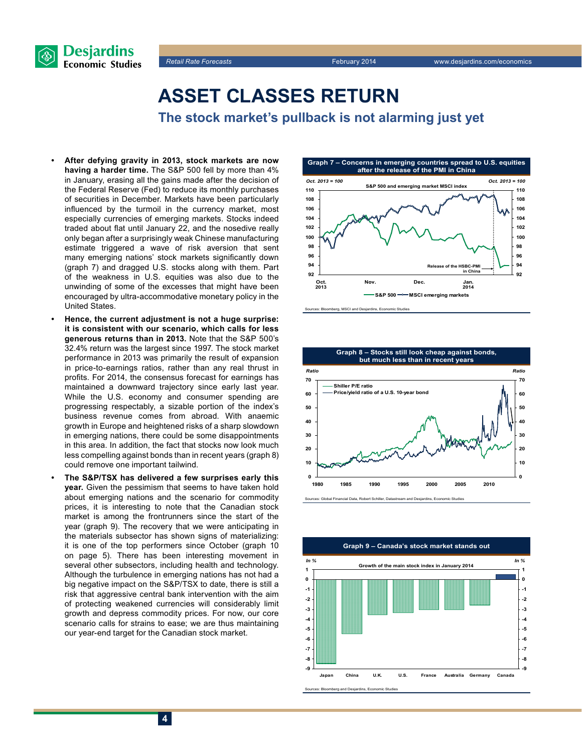# ASSET CLASSES RETURN

## The stock market's pullback is not alarming just yet

- **After defying gravity in 2013, stock markets are now having a harder time.** The S&P 500 fell by more than 4% in January, erasing all the gains made after the decision of the Federal Reserve (Fed) to reduce its monthly purchases of securities in December. Markets have been particularly influenced by the turmoil in the currency market, most especially currencies of emerging markets. Stocks indeed traded about flat until January 22, and the nosedive really only began after a surprisingly weak Chinese manufacturing estimate triggered a wave of risk aversion that sent many emerging nations' stock markets significantly down (graph 7) and dragged U.S. stocks along with them. Part of the weakness in U.S. equities was also due to the unwinding of some of the excesses that might have been encouraged by ultra-accommodative monetary policy in the United States.
- **Hence, the current adjustment is not a huge surprise: it is consistent with our scenario, which calls for less generous returns than in 2013.** Note that the S&P 500's 32.4% return was the largest since 1997. The stock market performance in 2013 was primarily the result of expansion in price-to-earnings ratios, rather than any real thrust in profits. For 2014, the consensus forecast for earnings has maintained a downward trajectory since early last year. While the U.S. economy and consumer spending are progressing respectably, a sizable portion of the index's business revenue comes from abroad. With anaemic growth in Europe and heightened risks of a sharp slowdown in emerging nations, there could be some disappointments in this area. In addition, the fact that stocks now look much less compelling against bonds than in recent years (graph 8) could remove one important tailwind.
- **The S&P/TSX has delivered a few surprises early this year.** Given the pessimism that seems to have taken hold about emerging nations and the scenario for commodity prices, it is interesting to note that the Canadian stock market is among the frontrunners since the start of the year (graph 9). The recovery that we were anticipating in the materials subsector has shown signs of materializing: it is one of the top performers since October (graph 10 on page 5). There has been interesting movement in several other subsectors, including health and technology. Although the turbulence in emerging nations has not had a big negative impact on the S&P/TSX to date, there is still a risk that aggressive central bank intervention with the aim of protecting weakened currencies will considerably limit growth and depress commodity prices. For now, our core scenario calls for strains to ease; we are thus maintaining our year-end target for the Canadian stock market.

**Graph 7 – Concerns in emerging countries spread to U.S. equities after the release of the PMI in China**

S&P 500 and emerging market MSCI index (Oct. 2013 = 100)

Sources: Bloomberg, MSCI and Desjardins, Economic Studies

**Graph 8 – Stocks still look cheap against bonds, but much less than in recent years**

Shiller P/E ratio; Price/yield ratio of a U.S. 10-year bond (Ratio)

Sources: Global Financial Data, Robert Schiller, Datastream and Desjardins, Economic Studies

**Graph 9 – Canada's stock market stands out**

Growth of the main stock index in January 2014 (In %)

Sources: Bloomberg and Desjardins, Economic Studies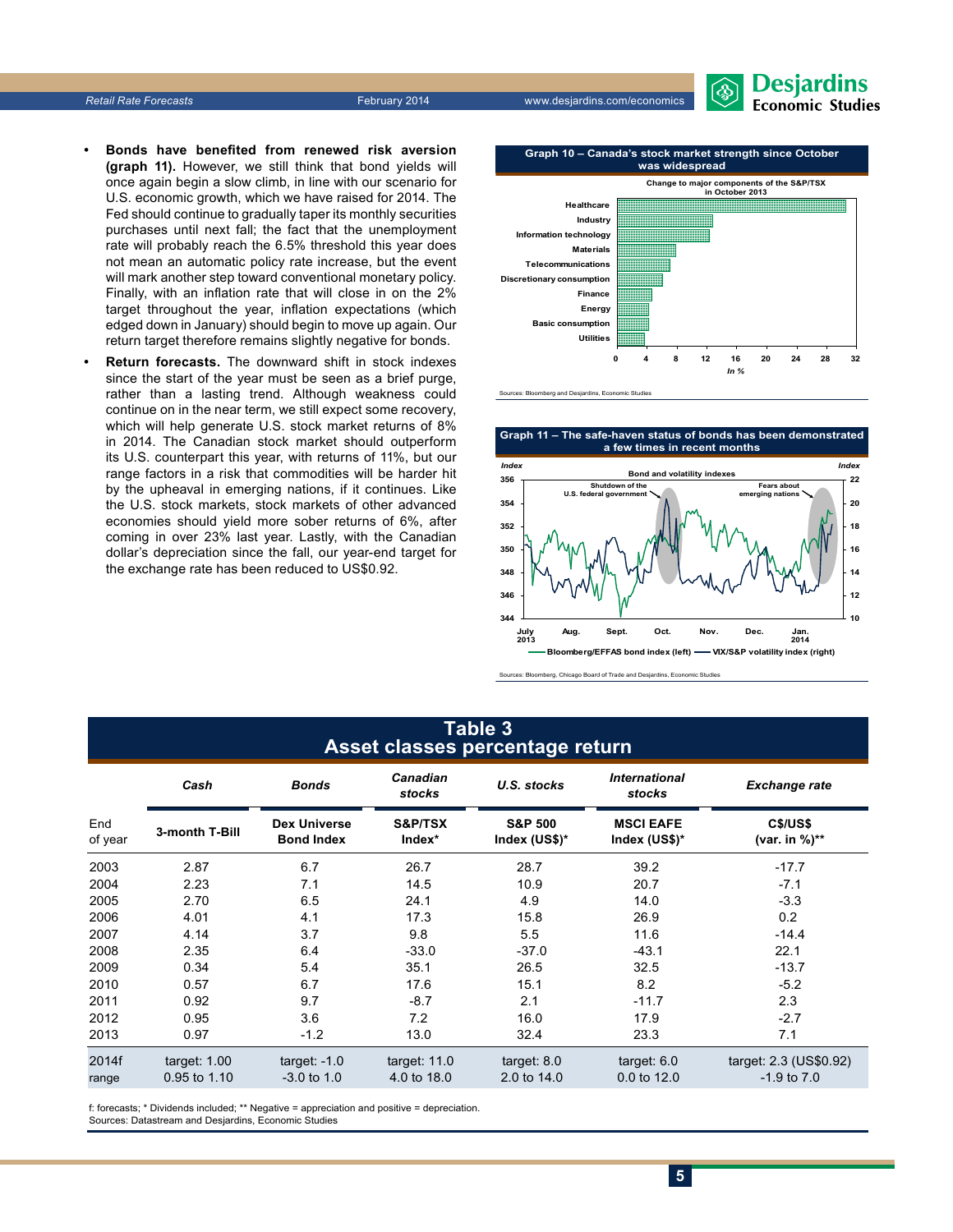- **Bonds have benefited from renewed risk aversion (graph 11).** However, we still think that bond yields will once again begin a slow climb, in line with our scenario for U.S. economic growth, which we have raised for 2014. The Fed should continue to gradually taper its monthly securities purchases until next fall; the fact that the unemployment rate will probably reach the 6.5% threshold this year does not mean an automatic policy rate increase, but the event will mark another step toward conventional monetary policy. Finally, with an inflation rate that will close in on the 2% target throughout the year, inflation expectations (which edged down in January) should begin to move up again. Our return target therefore remains slightly negative for bonds.
- **Return forecasts.** The downward shift in stock indexes since the start of the year must be seen as a brief purge, rather than a lasting trend. Although weakness could continue on in the near term, we still expect some recovery, which will help generate U.S. stock market returns of 8% in 2014. The Canadian stock market should outperform its U.S. counterpart this year, with returns of 11%, but our range factors in a risk that commodities will be harder hit by the upheaval in emerging nations, if it continues. Like the U.S. stock markets, stock markets of other advanced economies should yield more sober returns of 6%, after coming in over 23% last year. Lastly, with the Canadian dollar's depreciation since the fall, our year-end target for the exchange rate has been reduced to US$0.92.

**Graph 10 – Canada's stock market strength since October was widespread**

Change to major components of the S&P/TSX in October 2013

Healthcare
Industry
Information technology
Materials
Telecommunications
Discretionary consumption
Finance
Energy
Basic consumption
Utilities

0 4 8 12 16 20 24 28 32
In %

Sources: Bloomberg and Desjardins, Economic Studies

**Graph 11 – The safe-haven status of bonds has been demonstrated a few times in recent months**

Bond and volatility indexes

Index (left): 344 346 348 350 352 354 356
Index (right): 10 12 14 16 18 20 22

Shutdown of the U.S. federal government
Fears about emerging nations

July 2013 Aug. Sept. Oct. Nov. Dec. Jan. 2014

Bloomberg/EFFAS bond index (left) — VIX/S&P volatility index (right)

Sources: Bloomberg, Chicago Board of Trade and Desjardins, Economic Studies

**Table 3**
**Asset classes percentage return**

| | Cash | Bonds | Canadian stocks | U.S. stocks | International stocks | Exchange rate |
|---|---|---|---|---|---|---|
| End of year | 3-month T-Bill | Dex Universe Bond Index | S&P/TSX Index* | S&P 500 Index (US$)* | MSCI EAFE Index (US$)* | C$/US$ (var. in %)** |
| 2003 | 2.87 | 6.7 | 26.7 | 28.7 | 39.2 | -17.7 |
| 2004 | 2.23 | 7.1 | 14.5 | 10.9 | 20.7 | -7.1 |
| 2005 | 2.70 | 6.5 | 24.1 | 4.9 | 14.0 | -3.3 |
| 2006 | 4.01 | 4.1 | 17.3 | 15.8 | 26.9 | 0.2 |
| 2007 | 4.14 | 3.7 | 9.8 | 5.5 | 11.6 | -14.4 |
| 2008 | 2.35 | 6.4 | -33.0 | -37.0 | -43.1 | 22.1 |
| 2009 | 0.34 | 5.4 | 35.1 | 26.5 | 32.5 | -13.7 |
| 2010 | 0.57 | 6.7 | 17.6 | 15.1 | 8.2 | -5.2 |
| 2011 | 0.92 | 9.7 | -8.7 | 2.1 | -11.7 | 2.3 |
| 2012 | 0.95 | 3.6 | 7.2 | 16.0 | 17.9 | -2.7 |
| 2013 | 0.97 | -1.2 | 13.0 | 32.4 | 23.3 | 7.1 |
| 2014f | target: 1.00 | target: -1.0 | target: 11.0 | target: 8.0 | target: 6.0 | target: 2.3 (US$0.92) |
| range | 0.95 to 1.10 | -3.0 to 1.0 | 4.0 to 18.0 | 2.0 to 14.0 | 0.0 to 12.0 | -1.9 to 7.0 |

f: forecasts; * Dividends included; ** Negative = appreciation and positive = depreciation.
Sources: Datastream and Desjardins, Economic Studies